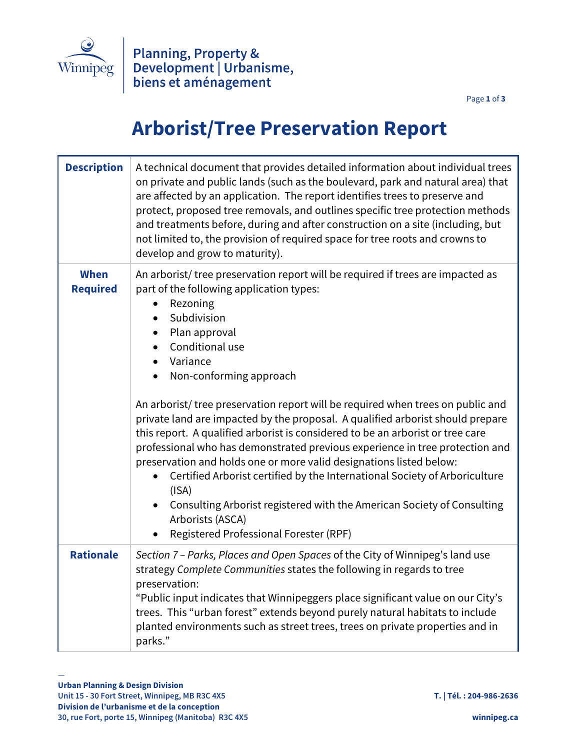# Arborist/Tree Preservation Report

| | |
|---|---|
| **Description** | A technical document that provides detailed information about individual trees on private and public lands (such as the boulevard, park and natural area) that are affected by an application. The report identifies trees to preserve and protect, proposed tree removals, and outlines specific tree protection methods and treatments before, during and after construction on a site (including, but not limited to, the provision of required space for tree roots and crowns to develop and grow to maturity). |
| **When Required** | An arborist/ tree preservation report will be required if trees are impacted as part of the following application types:<br>• Rezoning<br>• Subdivision<br>• Plan approval<br>• Conditional use<br>• Variance<br>• Non-conforming approach<br><br>An arborist/ tree preservation report will be required when trees on public and private land are impacted by the proposal. A qualified arborist should prepare this report. A qualified arborist is considered to be an arborist or tree care professional who has demonstrated previous experience in tree protection and preservation and holds one or more valid designations listed below:<br>• Certified Arborist certified by the International Society of Arboriculture (ISA)<br>• Consulting Arborist registered with the American Society of Consulting Arborists (ASCA)<br>• Registered Professional Forester (RPF) |
| **Rationale** | *Section 7 – Parks, Places and Open Spaces* of the City of Winnipeg's land use strategy *Complete Communities* states the following in regards to tree preservation:<br>"Public input indicates that Winnipeggers place significant value on our City's trees. This "urban forest" extends beyond purely natural habitats to include planted environments such as street trees, trees on private properties and in parks." |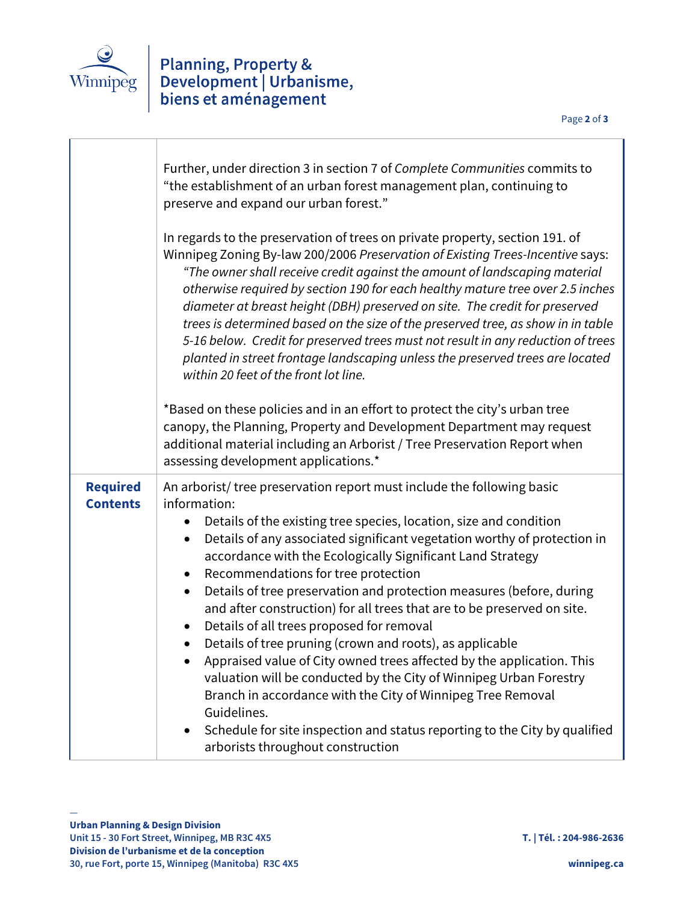|  |  |
| --- | --- |
|  | Further, under direction 3 in section 7 of *Complete Communities* commits to "the establishment of an urban forest management plan, continuing to preserve and expand our urban forest."<br><br>In regards to the preservation of trees on private property, section 191. of Winnipeg Zoning By-law 200/2006 *Preservation of Existing Trees-Incentive* says: *"The owner shall receive credit against the amount of landscaping material otherwise required by section 190 for each healthy mature tree over 2.5 inches diameter at breast height (DBH) preserved on site. The credit for preserved trees is determined based on the size of the preserved tree, as show in in table 5-16 below. Credit for preserved trees must not result in any reduction of trees planted in street frontage landscaping unless the preserved trees are located within 20 feet of the front lot line.*<br><br>*Based on these policies and in an effort to protect the city's urban tree canopy, the Planning, Property and Development Department may request additional material including an Arborist / Tree Preservation Report when assessing development applications.* |
| **Required Contents** | An arborist/ tree preservation report must include the following basic information:<br>• Details of the existing tree species, location, size and condition<br>• Details of any associated significant vegetation worthy of protection in accordance with the Ecologically Significant Land Strategy<br>• Recommendations for tree protection<br>• Details of tree preservation and protection measures (before, during and after construction) for all trees that are to be preserved on site.<br>• Details of all trees proposed for removal<br>• Details of tree pruning (crown and roots), as applicable<br>• Appraised value of City owned trees affected by the application. This valuation will be conducted by the City of Winnipeg Urban Forestry Branch in accordance with the City of Winnipeg Tree Removal Guidelines.<br>• Schedule for site inspection and status reporting to the City by qualified arborists throughout construction |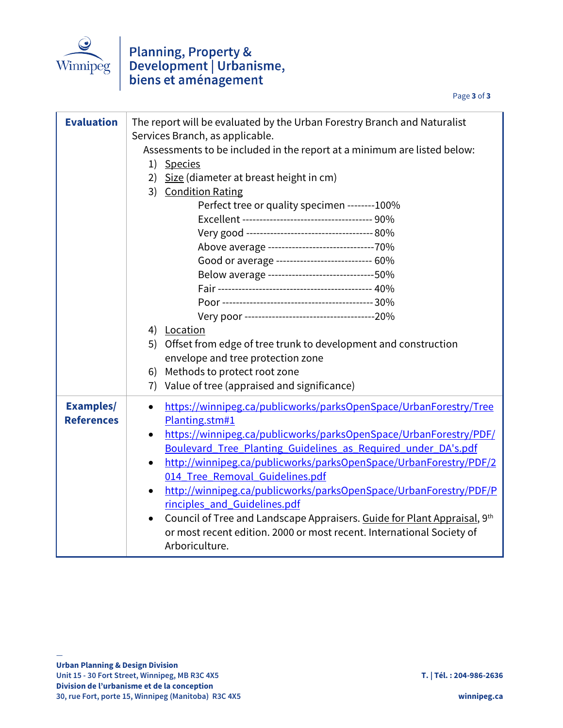| | |
|---|---|
| **Evaluation** | The report will be evaluated by the Urban Forestry Branch and Naturalist Services Branch, as applicable.<br>Assessments to be included in the report at a minimum are listed below:<br>1) Species<br>2) Size (diameter at breast height in cm)<br>3) Condition Rating<br>Perfect tree or quality specimen --------100%<br>Excellent ------------------------------------- 90%<br>Very good ------------------------------------ 80%<br>Above average -------------------------------70%<br>Good or average ---------------------------- 60%<br>Below average -------------------------------50%<br>Fair -------------------------------------------- 40%<br>Poor ------------------------------------------- 30%<br>Very poor -------------------------------------20%<br>4) Location<br>5) Offset from edge of tree trunk to development and construction envelope and tree protection zone<br>6) Methods to protect root zone<br>7) Value of tree (appraised and significance) |
| **Examples/ References** | • https://winnipeg.ca/publicworks/parksOpenSpace/UrbanForestry/TreePlanting.stm#1<br>• https://winnipeg.ca/publicworks/parksOpenSpace/UrbanForestry/PDF/Boulevard_Tree_Planting_Guidelines_as_Required_under_DA's.pdf<br>• http://winnipeg.ca/publicworks/parksOpenSpace/UrbanForestry/PDF/2014_Tree_Removal_Guidelines.pdf<br>• http://winnipeg.ca/publicworks/parksOpenSpace/UrbanForestry/PDF/Principles_and_Guidelines.pdf<br>• Council of Tree and Landscape Appraisers. Guide for Plant Appraisal, 9th or most recent edition. 2000 or most recent. International Society of Arboriculture. |